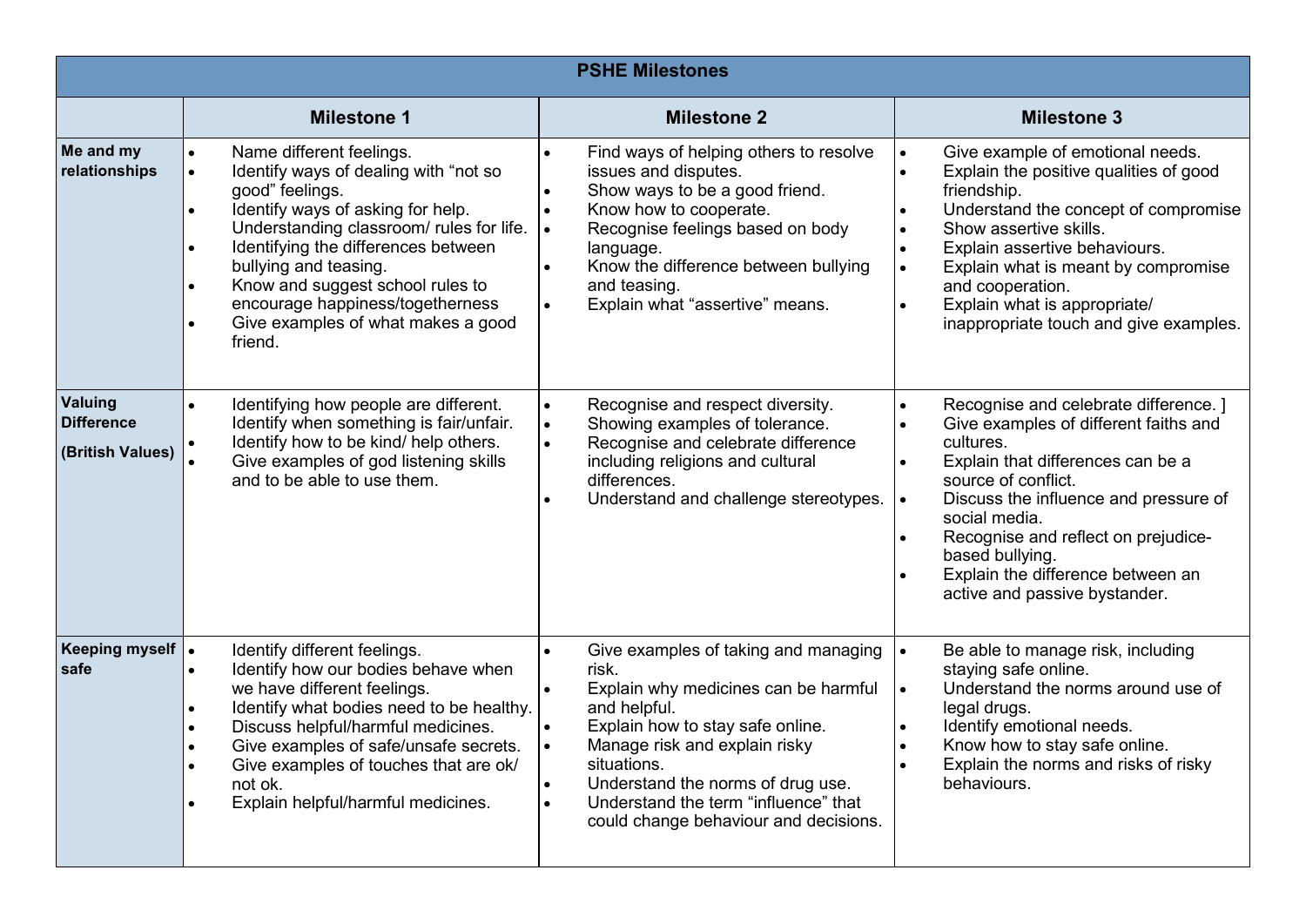| PSHE Milestones | | | |
|---|---|---|---|
| | **Milestone 1** | **Milestone 2** | **Milestone 3** |
| **Me and my relationships** | • Name different feelings.<br>• Identify ways of dealing with "not so good" feelings.<br>• Identify ways of asking for help. Understanding classroom/ rules for life.<br>• Identifying the differences between bullying and teasing.<br>• Know and suggest school rules to encourage happiness/togetherness<br>• Give examples of what makes a good friend. | • Find ways of helping others to resolve issues and disputes.<br>• Show ways to be a good friend.<br>• Know how to cooperate.<br>• Recognise feelings based on body language.<br>• Know the difference between bullying and teasing.<br>• Explain what "assertive" means. | • Give example of emotional needs.<br>• Explain the positive qualities of good friendship.<br>• Understand the concept of compromise<br>• Show assertive skills.<br>• Explain assertive behaviours.<br>• Explain what is meant by compromise and cooperation.<br>• Explain what is appropriate/ inappropriate touch and give examples. |
| **Valuing Difference**<br><br>**(British Values)** | • Identifying how people are different. Identify when something is fair/unfair.<br>• Identify how to be kind/ help others.<br>• Give examples of god listening skills and to be able to use them. | • Recognise and respect diversity.<br>• Showing examples of tolerance.<br>• Recognise and celebrate difference including religions and cultural differences.<br>• Understand and challenge stereotypes. | • Recognise and celebrate difference. ]<br>• Give examples of different faiths and cultures.<br>• Explain that differences can be a source of conflict.<br>• Discuss the influence and pressure of social media.<br>• Recognise and reflect on prejudice-based bullying.<br>• Explain the difference between an active and passive bystander. |
| **Keeping myself safe** | • Identify different feelings.<br>• Identify how our bodies behave when we have different feelings.<br>• Identify what bodies need to be healthy.<br>• Discuss helpful/harmful medicines.<br>• Give examples of safe/unsafe secrets.<br>• Give examples of touches that are ok/ not ok.<br>• Explain helpful/harmful medicines. | • Give examples of taking and managing risk.<br>• Explain why medicines can be harmful and helpful.<br>• Explain how to stay safe online.<br>• Manage risk and explain risky situations.<br>• Understand the norms of drug use.<br>• Understand the term "influence" that could change behaviour and decisions. | • Be able to manage risk, including staying safe online.<br>• Understand the norms around use of legal drugs.<br>• Identify emotional needs.<br>• Know how to stay safe online.<br>• Explain the norms and risks of risky behaviours. |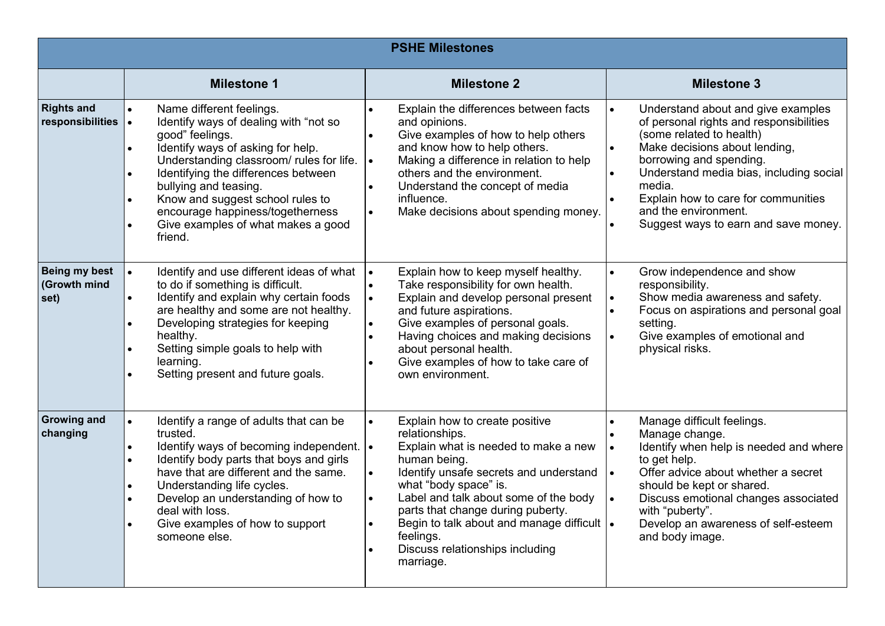| PSHE Milestones | | | |
|---|---|---|---|
| | **Milestone 1** | **Milestone 2** | **Milestone 3** |
| **Rights and responsibilities** | • Name different feelings.<br>• Identify ways of dealing with “not so good” feelings.<br>• Identify ways of asking for help. Understanding classroom/ rules for life.<br>• Identifying the differences between bullying and teasing.<br>• Know and suggest school rules to encourage happiness/togetherness<br>• Give examples of what makes a good friend. | • Explain the differences between facts and opinions.<br>• Give examples of how to help others and know how to help others.<br>• Making a difference in relation to help others and the environment.<br>• Understand the concept of media influence.<br>• Make decisions about spending money. | • Understand about and give examples of personal rights and responsibilities (some related to health)<br>• Make decisions about lending, borrowing and spending.<br>• Understand media bias, including social media.<br>• Explain how to care for communities and the environment.<br>• Suggest ways to earn and save money. |
| **Being my best (Growth mind set)** | • Identify and use different ideas of what to do if something is difficult.<br>• Identify and explain why certain foods are healthy and some are not healthy.<br>• Developing strategies for keeping healthy.<br>• Setting simple goals to help with learning.<br>• Setting present and future goals. | • Explain how to keep myself healthy.<br>• Take responsibility for own health.<br>• Explain and develop personal present and future aspirations.<br>• Give examples of personal goals.<br>• Having choices and making decisions about personal health.<br>• Give examples of how to take care of own environment. | • Grow independence and show responsibility.<br>• Show media awareness and safety.<br>• Focus on aspirations and personal goal setting.<br>• Give examples of emotional and physical risks. |
| **Growing and changing** | • Identify a range of adults that can be trusted.<br>• Identify ways of becoming independent.<br>• Identify body parts that boys and girls have that are different and the same.<br>• Understanding life cycles.<br>• Develop an understanding of how to deal with loss.<br>• Give examples of how to support someone else. | • Explain how to create positive relationships.<br>• Explain what is needed to make a new human being.<br>• Identify unsafe secrets and understand what “body space” is.<br>• Label and talk about some of the body parts that change during puberty.<br>• Begin to talk about and manage difficult feelings.<br>• Discuss relationships including marriage. | • Manage difficult feelings.<br>• Manage change.<br>• Identify when help is needed and where to get help.<br>• Offer advice about whether a secret should be kept or shared.<br>• Discuss emotional changes associated with “puberty”.<br>• Develop an awareness of self-esteem and body image. |